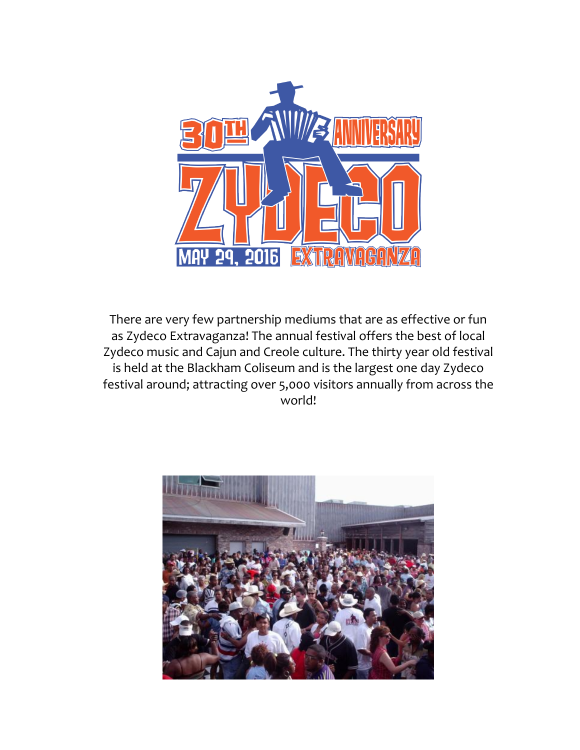# 30TH ANNIVERSARY ZYDECO EXTRAVAGANZA

MAY 29, 2016

There are very few partnership mediums that are as effective or fun as Zydeco Extravaganza! The annual festival offers the best of local Zydeco music and Cajun and Creole culture. The thirty year old festival is held at the Blackham Coliseum and is the largest one day Zydeco festival around; attracting over 5,000 visitors annually from across the world!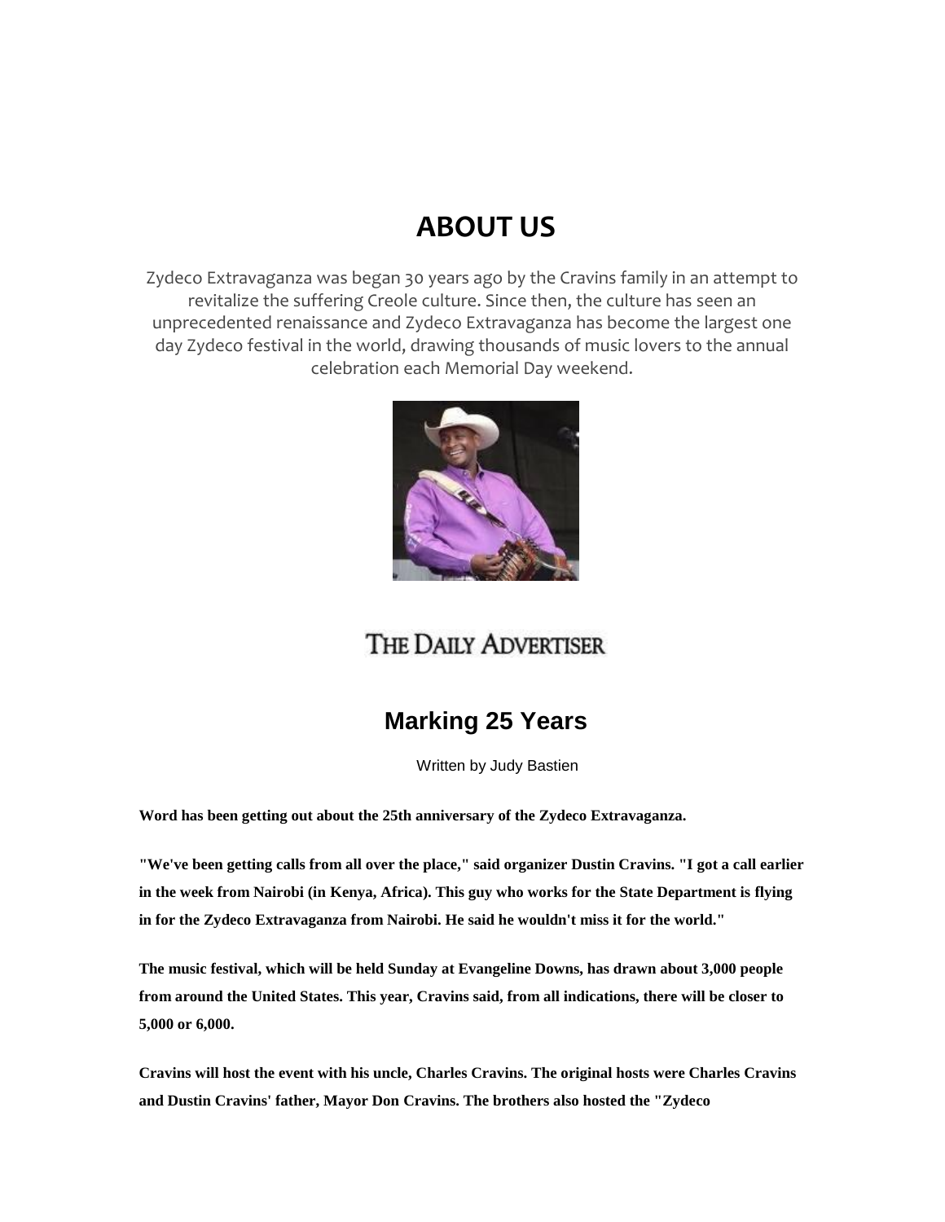# ABOUT US

Zydeco Extravaganza was began 30 years ago by the Cravins family in an attempt to revitalize the suffering Creole culture. Since then, the culture has seen an unprecedented renaissance and Zydeco Extravaganza has become the largest one day Zydeco festival in the world, drawing thousands of music lovers to the annual celebration each Memorial Day weekend.

THE DAILY ADVERTISER

## Marking 25 Years

Written by Judy Bastien

**Word has been getting out about the 25th anniversary of the Zydeco Extravaganza.**

**"We've been getting calls from all over the place," said organizer Dustin Cravins. "I got a call earlier in the week from Nairobi (in Kenya, Africa). This guy who works for the State Department is flying in for the Zydeco Extravaganza from Nairobi. He said he wouldn't miss it for the world."**

**The music festival, which will be held Sunday at Evangeline Downs, has drawn about 3,000 people from around the United States. This year, Cravins said, from all indications, there will be closer to 5,000 or 6,000.**

**Cravins will host the event with his uncle, Charles Cravins. The original hosts were Charles Cravins and Dustin Cravins' father, Mayor Don Cravins. The brothers also hosted the "Zydeco**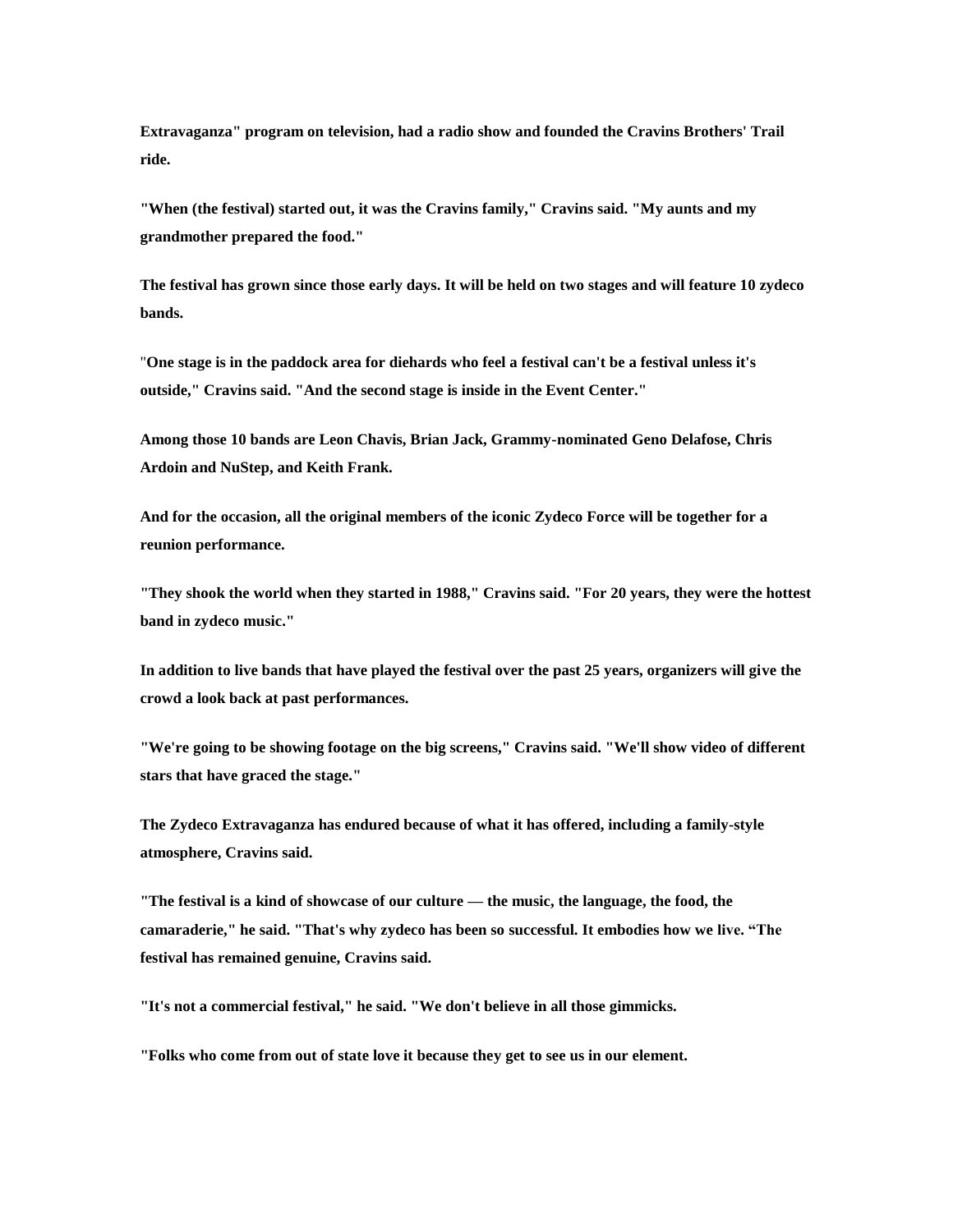**Extravaganza" program on television, had a radio show and founded the Cravins Brothers' Trail ride.**

**"When (the festival) started out, it was the Cravins family," Cravins said. "My aunts and my grandmother prepared the food."**

**The festival has grown since those early days. It will be held on two stages and will feature 10 zydeco bands.**

"**One stage is in the paddock area for diehards who feel a festival can't be a festival unless it's outside," Cravins said. "And the second stage is inside in the Event Center."**

**Among those 10 bands are Leon Chavis, Brian Jack, Grammy-nominated Geno Delafose, Chris Ardoin and NuStep, and Keith Frank.**

**And for the occasion, all the original members of the iconic Zydeco Force will be together for a reunion performance.**

**"They shook the world when they started in 1988," Cravins said. "For 20 years, they were the hottest band in zydeco music."**

**In addition to live bands that have played the festival over the past 25 years, organizers will give the crowd a look back at past performances.**

**"We're going to be showing footage on the big screens," Cravins said. "We'll show video of different stars that have graced the stage."**

**The Zydeco Extravaganza has endured because of what it has offered, including a family-style atmosphere, Cravins said.**

**"The festival is a kind of showcase of our culture — the music, the language, the food, the camaraderie," he said. "That's why zydeco has been so successful. It embodies how we live. "The festival has remained genuine, Cravins said.**

**"It's not a commercial festival," he said. "We don't believe in all those gimmicks.**

**"Folks who come from out of state love it because they get to see us in our element.**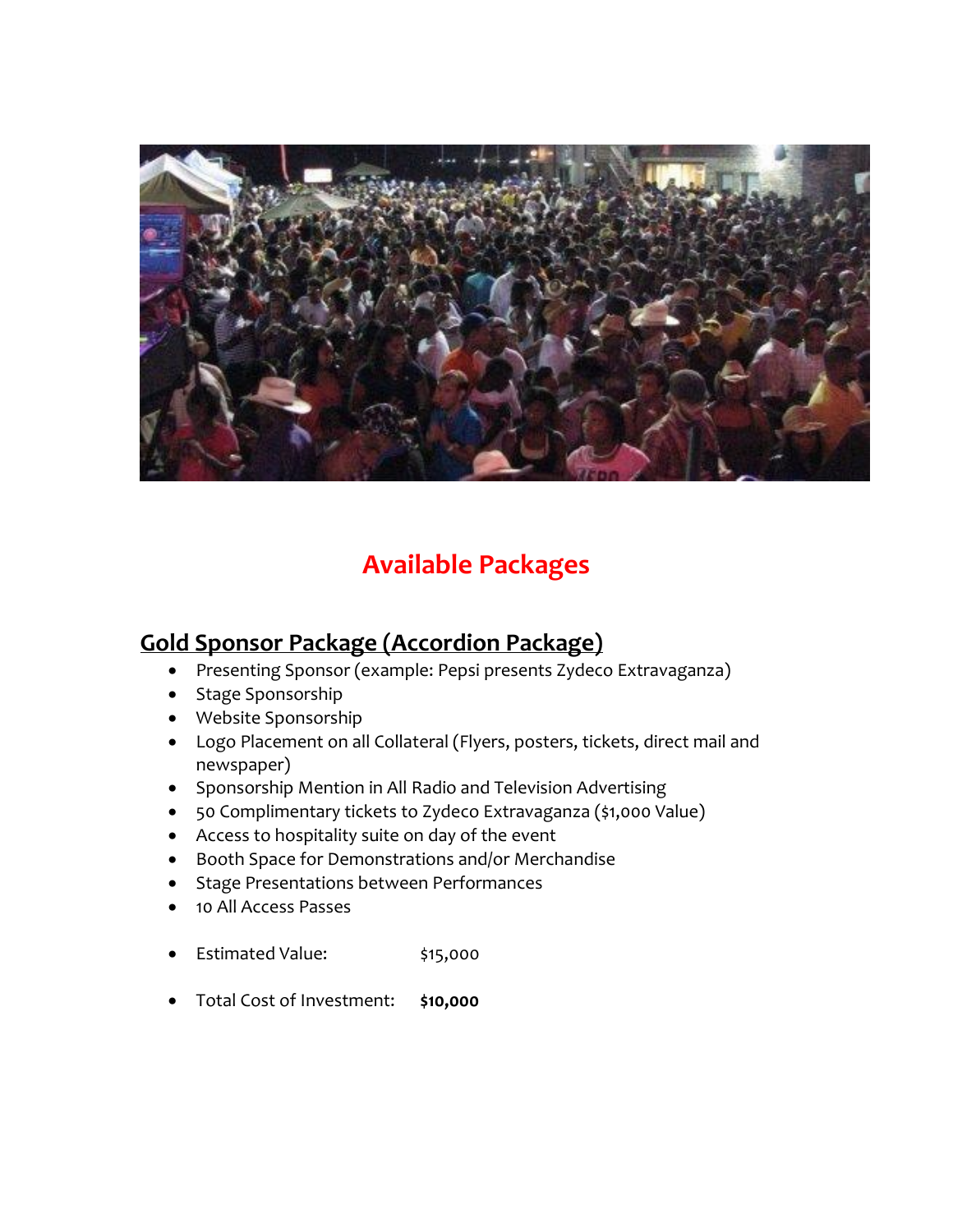# Available Packages

## Gold Sponsor Package (Accordion Package)

- Presenting Sponsor (example: Pepsi presents Zydeco Extravaganza)
- Stage Sponsorship
- Website Sponsorship
- Logo Placement on all Collateral (Flyers, posters, tickets, direct mail and newspaper)
- Sponsorship Mention in All Radio and Television Advertising
- 50 Complimentary tickets to Zydeco Extravaganza ($1,000 Value)
- Access to hospitality suite on day of the event
- Booth Space for Demonstrations and/or Merchandise
- Stage Presentations between Performances
- 10 All Access Passes

- Estimated Value: $15,000

- Total Cost of Investment: **$10,000**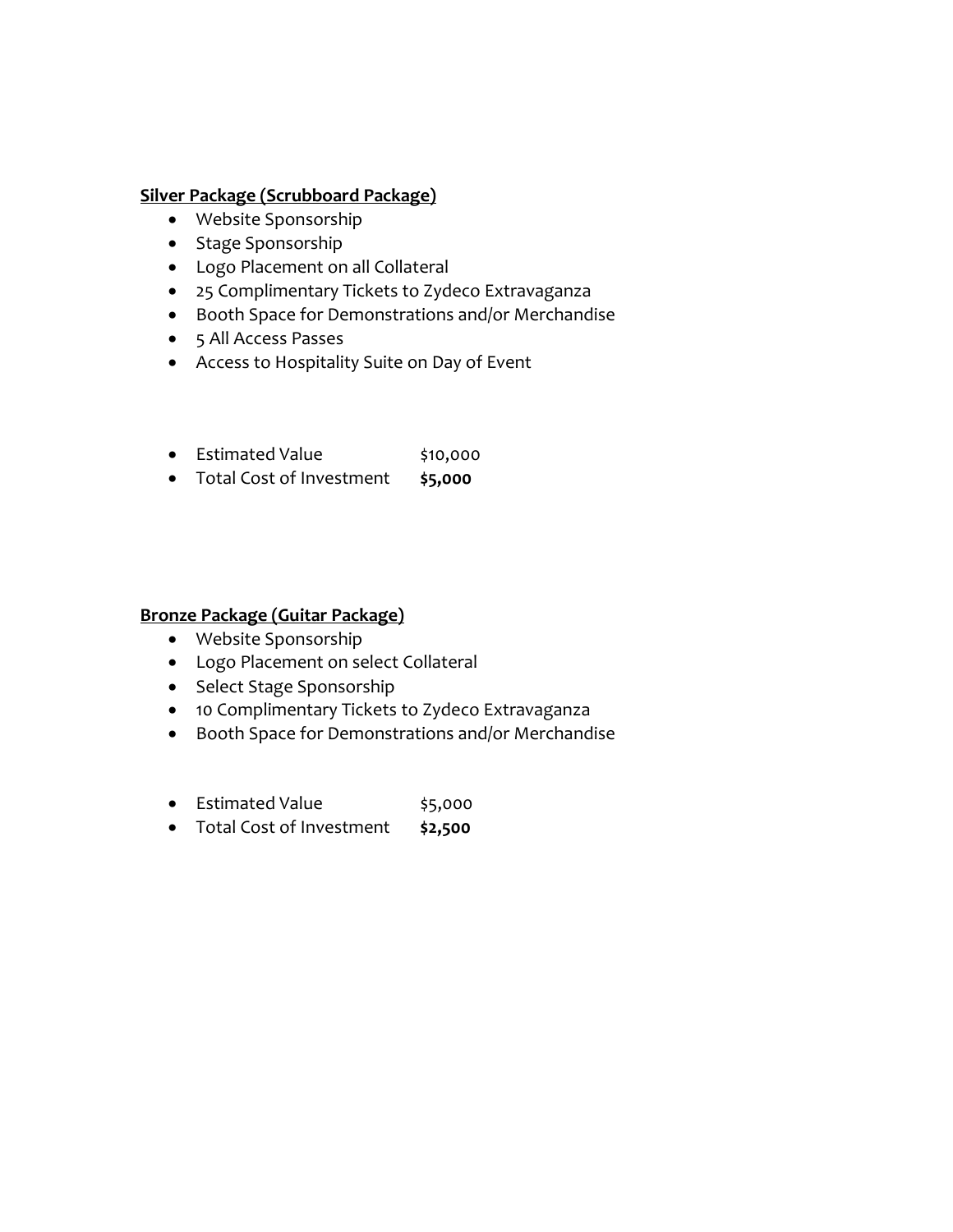**<u>Silver Package (Scrubboard Package)</u>**

- Website Sponsorship
- Stage Sponsorship
- Logo Placement on all Collateral
- 25 Complimentary Tickets to Zydeco Extravaganza
- Booth Space for Demonstrations and/or Merchandise
- 5 All Access Passes
- Access to Hospitality Suite on Day of Event

- Estimated Value $10,000
- Total Cost of Investment **$5,000**

**<u>Bronze Package (Guitar Package)</u>**

- Website Sponsorship
- Logo Placement on select Collateral
- Select Stage Sponsorship
- 10 Complimentary Tickets to Zydeco Extravaganza
- Booth Space for Demonstrations and/or Merchandise

- Estimated Value $5,000
- Total Cost of Investment **$2,500**